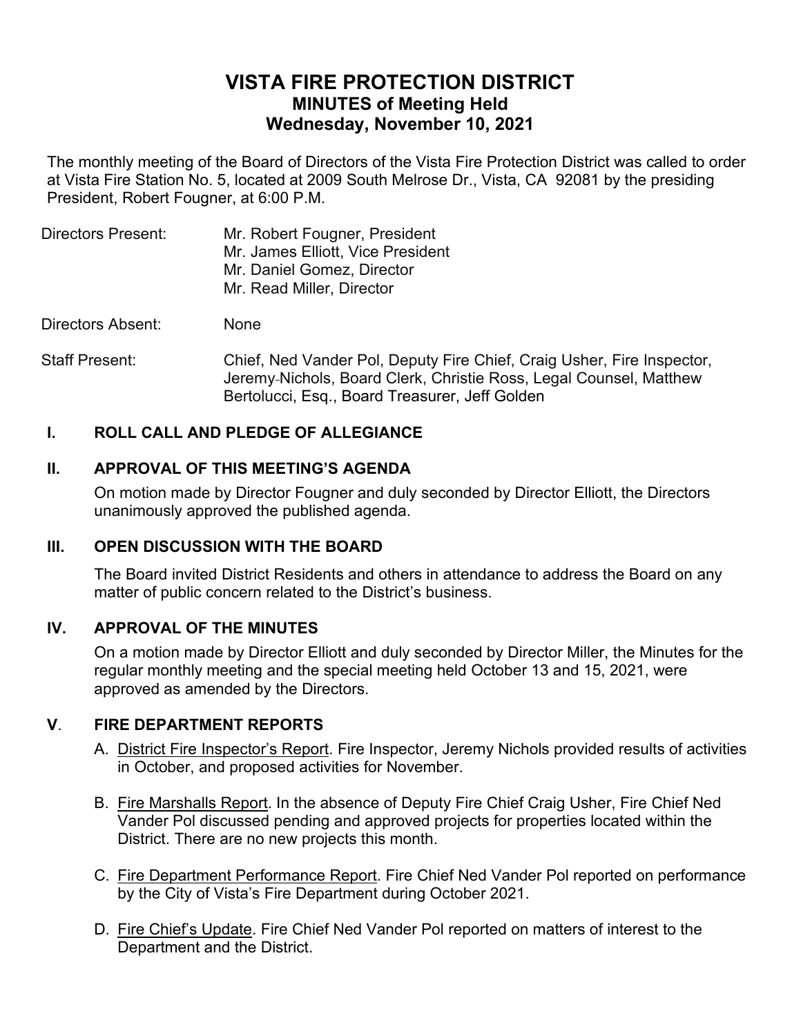# VISTA FIRE PROTECTION DISTRICT
## MINUTES of Meeting Held
## Wednesday, November 10, 2021

The monthly meeting of the Board of Directors of the Vista Fire Protection District was called to order at Vista Fire Station No. 5, located at 2009 South Melrose Dr., Vista, CA 92081 by the presiding President, Robert Fougner, at 6:00 P.M.

Directors Present: Mr. Robert Fougner, President
Mr. James Elliott, Vice President
Mr. Daniel Gomez, Director
Mr. Read Miller, Director

Directors Absent: None

Staff Present: Chief, Ned Vander Pol, Deputy Fire Chief, Craig Usher, Fire Inspector, Jeremy Nichols, Board Clerk, Christie Ross, Legal Counsel, Matthew Bertolucci, Esq., Board Treasurer, Jeff Golden

### I. ROLL CALL AND PLEDGE OF ALLEGIANCE

### II. APPROVAL OF THIS MEETING'S AGENDA

On motion made by Director Fougner and duly seconded by Director Elliott, the Directors unanimously approved the published agenda.

### III. OPEN DISCUSSION WITH THE BOARD

The Board invited District Residents and others in attendance to address the Board on any matter of public concern related to the District's business.

### IV. APPROVAL OF THE MINUTES

On a motion made by Director Elliott and duly seconded by Director Miller, the Minutes for the regular monthly meeting and the special meeting held October 13 and 15, 2021, were approved as amended by the Directors.

### V. FIRE DEPARTMENT REPORTS

A. District Fire Inspector's Report. Fire Inspector, Jeremy Nichols provided results of activities in October, and proposed activities for November.

B. Fire Marshalls Report. In the absence of Deputy Fire Chief Craig Usher, Fire Chief Ned Vander Pol discussed pending and approved projects for properties located within the District. There are no new projects this month.

C. Fire Department Performance Report. Fire Chief Ned Vander Pol reported on performance by the City of Vista's Fire Department during October 2021.

D. Fire Chief's Update. Fire Chief Ned Vander Pol reported on matters of interest to the Department and the District.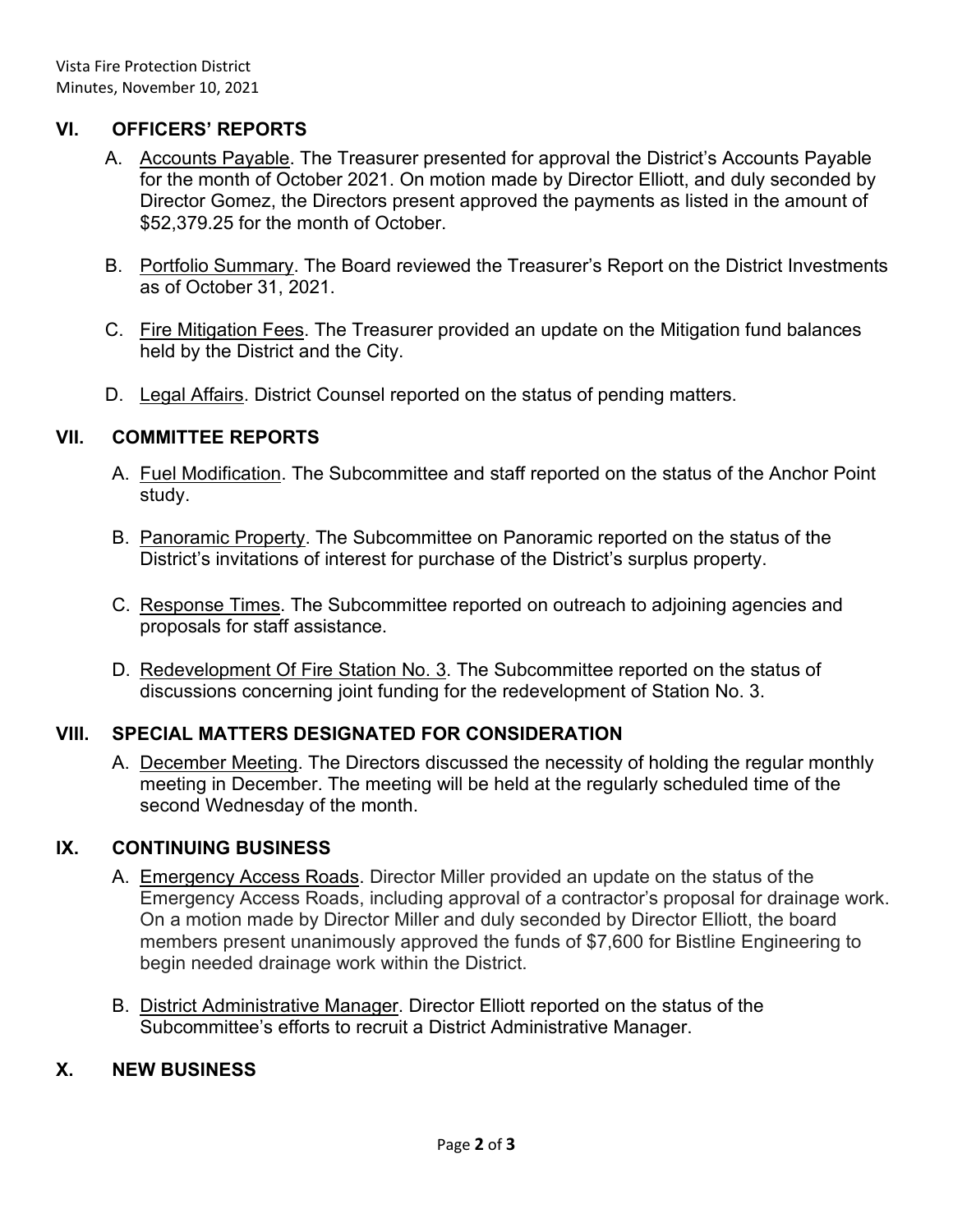## VI. OFFICERS' REPORTS

A. <u>Accounts Payable</u>. The Treasurer presented for approval the District's Accounts Payable for the month of October 2021. On motion made by Director Elliott, and duly seconded by Director Gomez, the Directors present approved the payments as listed in the amount of $52,379.25 for the month of October.

B. <u>Portfolio Summary</u>. The Board reviewed the Treasurer's Report on the District Investments as of October 31, 2021.

C. <u>Fire Mitigation Fees</u>. The Treasurer provided an update on the Mitigation fund balances held by the District and the City.

D. <u>Legal Affairs</u>. District Counsel reported on the status of pending matters.

## VII. COMMITTEE REPORTS

A. <u>Fuel Modification</u>. The Subcommittee and staff reported on the status of the Anchor Point study.

B. <u>Panoramic Property</u>. The Subcommittee on Panoramic reported on the status of the District's invitations of interest for purchase of the District's surplus property.

C. <u>Response Times</u>. The Subcommittee reported on outreach to adjoining agencies and proposals for staff assistance.

D. <u>Redevelopment Of Fire Station No. 3</u>. The Subcommittee reported on the status of discussions concerning joint funding for the redevelopment of Station No. 3.

## VIII. SPECIAL MATTERS DESIGNATED FOR CONSIDERATION

A. <u>December Meeting</u>. The Directors discussed the necessity of holding the regular monthly meeting in December. The meeting will be held at the regularly scheduled time of the second Wednesday of the month.

## IX. CONTINUING BUSINESS

A. <u>Emergency Access Roads</u>. Director Miller provided an update on the status of the Emergency Access Roads, including approval of a contractor's proposal for drainage work. On a motion made by Director Miller and duly seconded by Director Elliott, the board members present unanimously approved the funds of $7,600 for Bistline Engineering to begin needed drainage work within the District.

B. <u>District Administrative Manager</u>. Director Elliott reported on the status of the Subcommittee's efforts to recruit a District Administrative Manager.

## X. NEW BUSINESS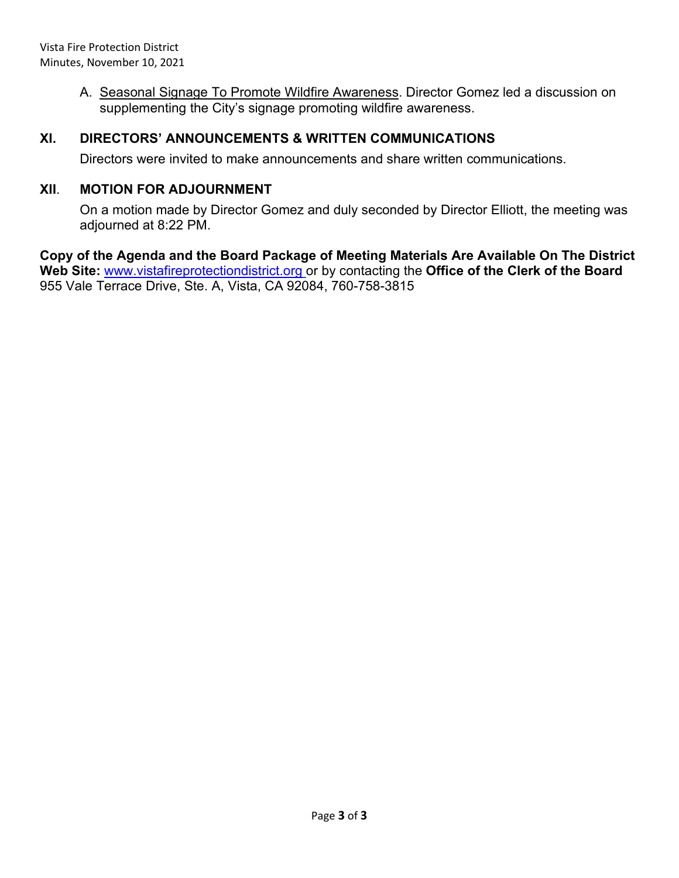A. Seasonal Signage To Promote Wildfire Awareness. Director Gomez led a discussion on supplementing the City's signage promoting wildfire awareness.

## XI. DIRECTORS' ANNOUNCEMENTS & WRITTEN COMMUNICATIONS

Directors were invited to make announcements and share written communications.

## XII. MOTION FOR ADJOURNMENT

On a motion made by Director Gomez and duly seconded by Director Elliott, the meeting was adjourned at 8:22 PM.

**Copy of the Agenda and the Board Package of Meeting Materials Are Available On The District Web Site:** www.vistafireprotectiondistrict.org or by contacting the **Office of the Clerk of the Board** 955 Vale Terrace Drive, Ste. A, Vista, CA 92084, 760-758-3815